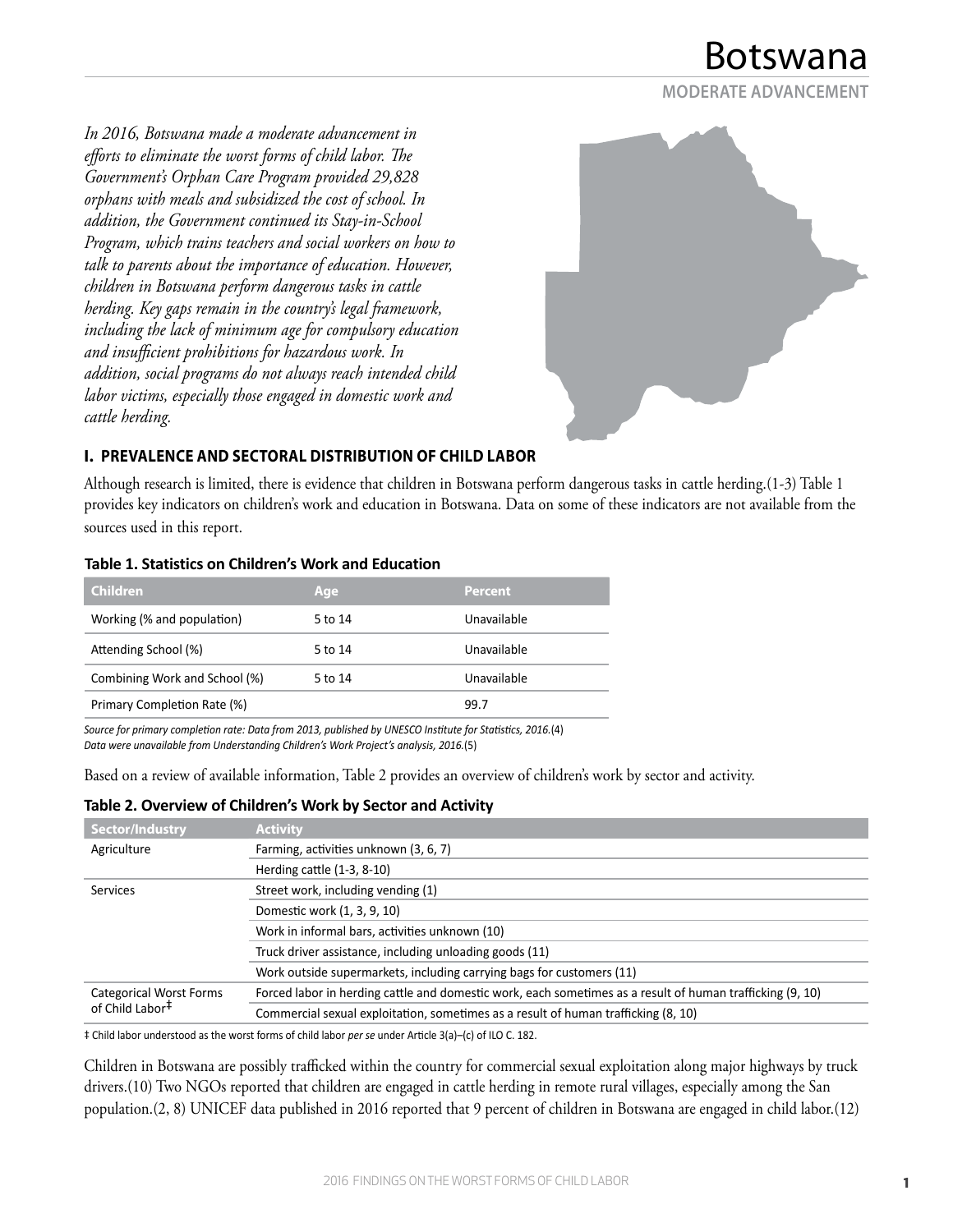# Botswana

**MODERATE ADVANCEMENT**

*In 2016, Botswana made a moderate advancement in efforts to eliminate the worst forms of child labor. The Government's Orphan Care Program provided 29,828 orphans with meals and subsidized the cost of school. In addition, the Government continued its Stay-in-School Program, which trains teachers and social workers on how to talk to parents about the importance of education. However, children in Botswana perform dangerous tasks in cattle herding. Key gaps remain in the country's legal framework, including the lack of minimum age for compulsory education and insufficient prohibitions for hazardous work. In addition, social programs do not always reach intended child labor victims, especially those engaged in domestic work and cattle herding.*

## I. PREVALENCE AND SECTORAL DISTRIBUTION OF CHILD LABOR

Although research is limited, there is evidence that children in Botswana perform dangerous tasks in cattle herding.(1-3) Table 1 provides key indicators on children's work and education in Botswana. Data on some of these indicators are not available from the sources used in this report.

**Table 1. Statistics on Children's Work and Education**

| Children | Age | Percent |
|---|---|---|
| Working (% and population) | 5 to 14 | Unavailable |
| Attending School (%) | 5 to 14 | Unavailable |
| Combining Work and School (%) | 5 to 14 | Unavailable |
| Primary Completion Rate (%) | | 99.7 |

*Source for primary completion rate: Data from 2013, published by UNESCO Institute for Statistics, 2016.*(4)
*Data were unavailable from Understanding Children's Work Project's analysis, 2016.*(5)

Based on a review of available information, Table 2 provides an overview of children's work by sector and activity.

**Table 2. Overview of Children's Work by Sector and Activity**

| Sector/Industry | Activity |
|---|---|
| Agriculture | Farming, activities unknown (3, 6, 7) |
| | Herding cattle (1-3, 8-10) |
| Services | Street work, including vending (1) |
| | Domestic work (1, 3, 9, 10) |
| | Work in informal bars, activities unknown (10) |
| | Truck driver assistance, including unloading goods (11) |
| | Work outside supermarkets, including carrying bags for customers (11) |
| Categorical Worst Forms of Child Labor‡ | Forced labor in herding cattle and domestic work, each sometimes as a result of human trafficking (9, 10) |
| | Commercial sexual exploitation, sometimes as a result of human trafficking (8, 10) |

‡ Child labor understood as the worst forms of child labor *per se* under Article 3(a)–(c) of ILO C. 182.

Children in Botswana are possibly trafficked within the country for commercial sexual exploitation along major highways by truck drivers.(10) Two NGOs reported that children are engaged in cattle herding in remote rural villages, especially among the San population.(2, 8) UNICEF data published in 2016 reported that 9 percent of children in Botswana are engaged in child labor.(12)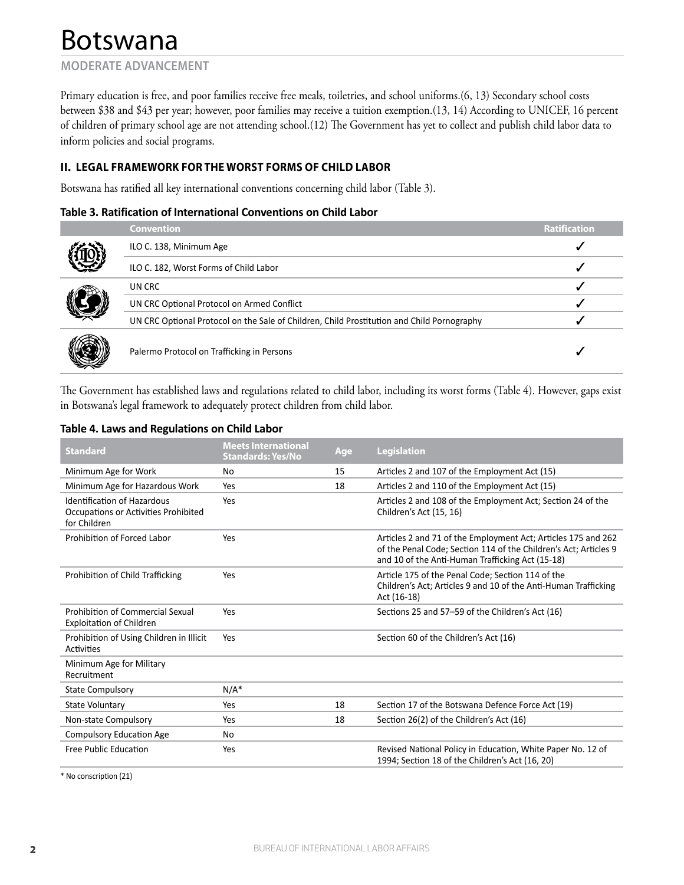# Botswana

MODERATE ADVANCEMENT

Primary education is free, and poor families receive free meals, toiletries, and school uniforms.(6, 13) Secondary school costs between $38 and $43 per year; however, poor families may receive a tuition exemption.(13, 14) According to UNICEF, 16 percent of children of primary school age are not attending school.(12) The Government has yet to collect and publish child labor data to inform policies and social programs.

## II. LEGAL FRAMEWORK FOR THE WORST FORMS OF CHILD LABOR

Botswana has ratified all key international conventions concerning child labor (Table 3).

**Table 3. Ratification of International Conventions on Child Labor**

| Convention | Ratification |
|---|---|
| ILO C. 138, Minimum Age | ✓ |
| ILO C. 182, Worst Forms of Child Labor | ✓ |
| UN CRC | ✓ |
| UN CRC Optional Protocol on Armed Conflict | ✓ |
| UN CRC Optional Protocol on the Sale of Children, Child Prostitution and Child Pornography | ✓ |
| Palermo Protocol on Trafficking in Persons | ✓ |

The Government has established laws and regulations related to child labor, including its worst forms (Table 4). However, gaps exist in Botswana's legal framework to adequately protect children from child labor.

**Table 4. Laws and Regulations on Child Labor**

| Standard | Meets International Standards: Yes/No | Age | Legislation |
|---|---|---|---|
| Minimum Age for Work | No | 15 | Articles 2 and 107 of the Employment Act (15) |
| Minimum Age for Hazardous Work | Yes | 18 | Articles 2 and 110 of the Employment Act (15) |
| Identification of Hazardous Occupations or Activities Prohibited for Children | Yes | | Articles 2 and 108 of the Employment Act; Section 24 of the Children's Act (15, 16) |
| Prohibition of Forced Labor | Yes | | Articles 2 and 71 of the Employment Act; Articles 175 and 262 of the Penal Code; Section 114 of the Children's Act; Articles 9 and 10 of the Anti-Human Trafficking Act (15-18) |
| Prohibition of Child Trafficking | Yes | | Article 175 of the Penal Code; Section 114 of the Children's Act; Articles 9 and 10 of the Anti-Human Trafficking Act (16-18) |
| Prohibition of Commercial Sexual Exploitation of Children | Yes | | Sections 25 and 57–59 of the Children's Act (16) |
| Prohibition of Using Children in Illicit Activities | Yes | | Section 60 of the Children's Act (16) |
| Minimum Age for Military Recruitment | | | |
| State Compulsory | N/A* | | |
| State Voluntary | Yes | 18 | Section 17 of the Botswana Defence Force Act (19) |
| Non-state Compulsory | Yes | 18 | Section 26(2) of the Children's Act (16) |
| Compulsory Education Age | No | | |
| Free Public Education | Yes | | Revised National Policy in Education, White Paper No. 12 of 1994; Section 18 of the Children's Act (16, 20) |

* No conscription (21)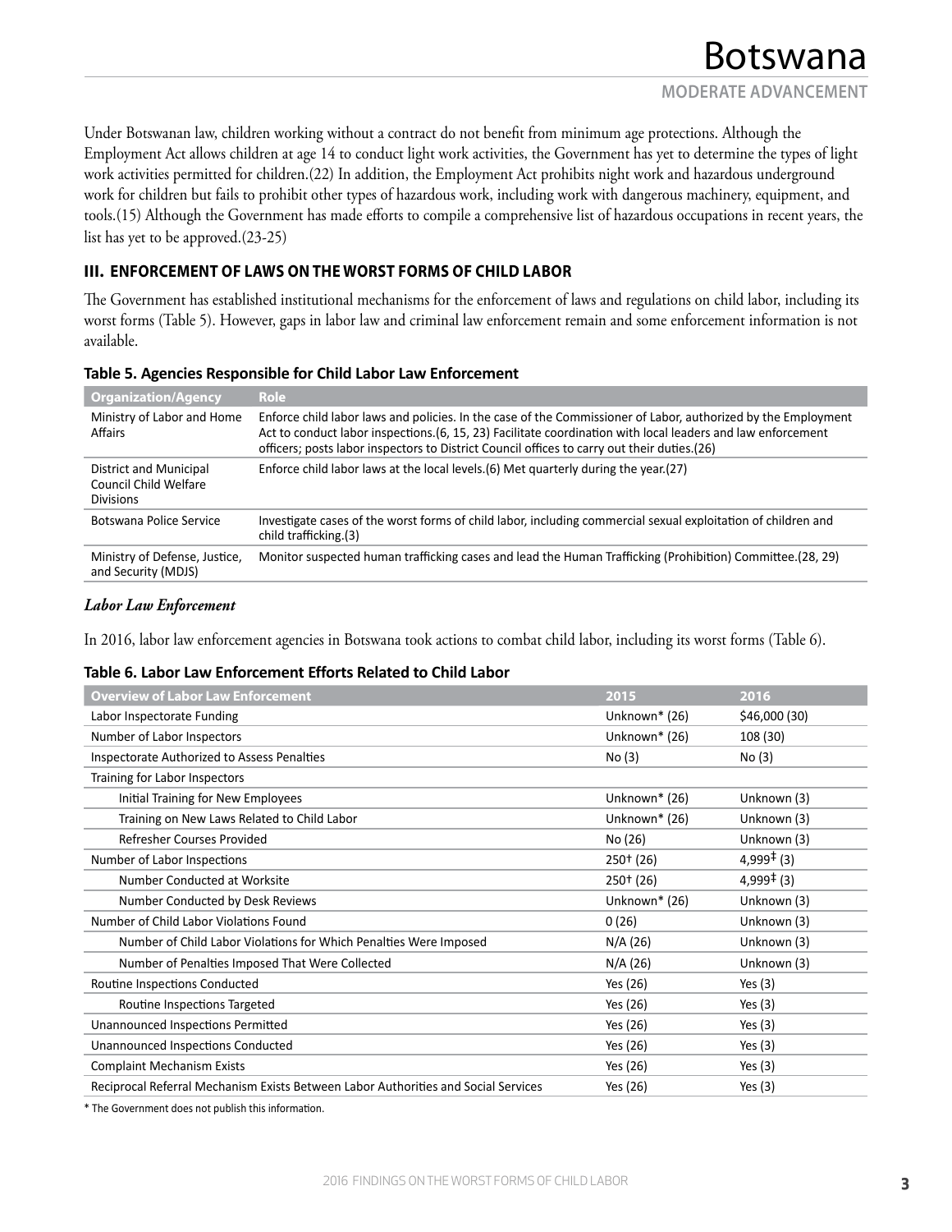Under Botswanan law, children working without a contract do not benefit from minimum age protections. Although the Employment Act allows children at age 14 to conduct light work activities, the Government has yet to determine the types of light work activities permitted for children.(22) In addition, the Employment Act prohibits night work and hazardous underground work for children but fails to prohibit other types of hazardous work, including work with dangerous machinery, equipment, and tools.(15) Although the Government has made efforts to compile a comprehensive list of hazardous occupations in recent years, the list has yet to be approved.(23-25)

### III. ENFORCEMENT OF LAWS ON THE WORST FORMS OF CHILD LABOR

The Government has established institutional mechanisms for the enforcement of laws and regulations on child labor, including its worst forms (Table 5). However, gaps in labor law and criminal law enforcement remain and some enforcement information is not available.

**Table 5. Agencies Responsible for Child Labor Law Enforcement**

| Organization/Agency | Role |
|---|---|
| Ministry of Labor and Home Affairs | Enforce child labor laws and policies. In the case of the Commissioner of Labor, authorized by the Employment Act to conduct labor inspections.(6, 15, 23) Facilitate coordination with local leaders and law enforcement officers; posts labor inspectors to District Council offices to carry out their duties.(26) |
| District and Municipal Council Child Welfare Divisions | Enforce child labor laws at the local levels.(6) Met quarterly during the year.(27) |
| Botswana Police Service | Investigate cases of the worst forms of child labor, including commercial sexual exploitation of children and child trafficking.(3) |
| Ministry of Defense, Justice, and Security (MDJS) | Monitor suspected human trafficking cases and lead the Human Trafficking (Prohibition) Committee.(28, 29) |

#### *Labor Law Enforcement*

In 2016, labor law enforcement agencies in Botswana took actions to combat child labor, including its worst forms (Table 6).

**Table 6. Labor Law Enforcement Efforts Related to Child Labor**

| Overview of Labor Law Enforcement | 2015 | 2016 |
|---|---|---|
| Labor Inspectorate Funding | Unknown* (26) | $46,000 (30) |
| Number of Labor Inspectors | Unknown* (26) | 108 (30) |
| Inspectorate Authorized to Assess Penalties | No (3) | No (3) |
| Training for Labor Inspectors | | |
| Initial Training for New Employees | Unknown* (26) | Unknown (3) |
| Training on New Laws Related to Child Labor | Unknown* (26) | Unknown (3) |
| Refresher Courses Provided | No (26) | Unknown (3) |
| Number of Labor Inspections | 250† (26) | 4,999‡ (3) |
| Number Conducted at Worksite | 250† (26) | 4,999‡ (3) |
| Number Conducted by Desk Reviews | Unknown* (26) | Unknown (3) |
| Number of Child Labor Violations Found | 0 (26) | Unknown (3) |
| Number of Child Labor Violations for Which Penalties Were Imposed | N/A (26) | Unknown (3) |
| Number of Penalties Imposed That Were Collected | N/A (26) | Unknown (3) |
| Routine Inspections Conducted | Yes (26) | Yes (3) |
| Routine Inspections Targeted | Yes (26) | Yes (3) |
| Unannounced Inspections Permitted | Yes (26) | Yes (3) |
| Unannounced Inspections Conducted | Yes (26) | Yes (3) |
| Complaint Mechanism Exists | Yes (26) | Yes (3) |
| Reciprocal Referral Mechanism Exists Between Labor Authorities and Social Services | Yes (26) | Yes (3) |

\* The Government does not publish this information.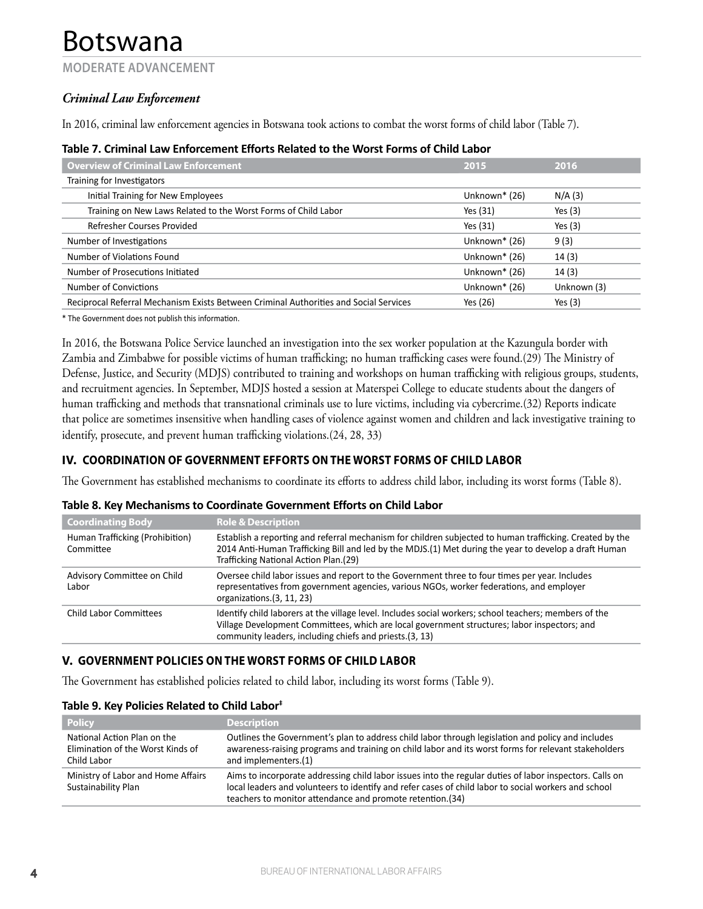# Botswana

MODERATE ADVANCEMENT

### *Criminal Law Enforcement*

In 2016, criminal law enforcement agencies in Botswana took actions to combat the worst forms of child labor (Table 7).

**Table 7. Criminal Law Enforcement Efforts Related to the Worst Forms of Child Labor**

| Overview of Criminal Law Enforcement | 2015 | 2016 |
|---|---|---|
| Training for Investigators | | |
| Initial Training for New Employees | Unknown* (26) | N/A (3) |
| Training on New Laws Related to the Worst Forms of Child Labor | Yes (31) | Yes (3) |
| Refresher Courses Provided | Yes (31) | Yes (3) |
| Number of Investigations | Unknown* (26) | 9 (3) |
| Number of Violations Found | Unknown* (26) | 14 (3) |
| Number of Prosecutions Initiated | Unknown* (26) | 14 (3) |
| Number of Convictions | Unknown* (26) | Unknown (3) |
| Reciprocal Referral Mechanism Exists Between Criminal Authorities and Social Services | Yes (26) | Yes (3) |

\* The Government does not publish this information.

In 2016, the Botswana Police Service launched an investigation into the sex worker population at the Kazungula border with Zambia and Zimbabwe for possible victims of human trafficking; no human trafficking cases were found.(29) The Ministry of Defense, Justice, and Security (MDJS) contributed to training and workshops on human trafficking with religious groups, students, and recruitment agencies. In September, MDJS hosted a session at Materspei College to educate students about the dangers of human trafficking and methods that transnational criminals use to lure victims, including via cybercrime.(32) Reports indicate that police are sometimes insensitive when handling cases of violence against women and children and lack investigative training to identify, prosecute, and prevent human trafficking violations.(24, 28, 33)

## IV. COORDINATION OF GOVERNMENT EFFORTS ON THE WORST FORMS OF CHILD LABOR

The Government has established mechanisms to coordinate its efforts to address child labor, including its worst forms (Table 8).

**Table 8. Key Mechanisms to Coordinate Government Efforts on Child Labor**

| Coordinating Body | Role & Description |
|---|---|
| Human Trafficking (Prohibition) Committee | Establish a reporting and referral mechanism for children subjected to human trafficking. Created by the 2014 Anti-Human Trafficking Bill and led by the MDJS.(1) Met during the year to develop a draft Human Trafficking National Action Plan.(29) |
| Advisory Committee on Child Labor | Oversee child labor issues and report to the Government three to four times per year. Includes representatives from government agencies, various NGOs, worker federations, and employer organizations.(3, 11, 23) |
| Child Labor Committees | Identify child laborers at the village level. Includes social workers; school teachers; members of the Village Development Committees, which are local government structures; labor inspectors; and community leaders, including chiefs and priests.(3, 13) |

## V. GOVERNMENT POLICIES ON THE WORST FORMS OF CHILD LABOR

The Government has established policies related to child labor, including its worst forms (Table 9).

**Table 9. Key Policies Related to Child Labor‡**

| Policy | Description |
|---|---|
| National Action Plan on the Elimination of the Worst Kinds of Child Labor | Outlines the Government's plan to address child labor through legislation and policy and includes awareness-raising programs and training on child labor and its worst forms for relevant stakeholders and implementers.(1) |
| Ministry of Labor and Home Affairs Sustainability Plan | Aims to incorporate addressing child labor issues into the regular duties of labor inspectors. Calls on local leaders and volunteers to identify and refer cases of child labor to social workers and school teachers to monitor attendance and promote retention.(34) |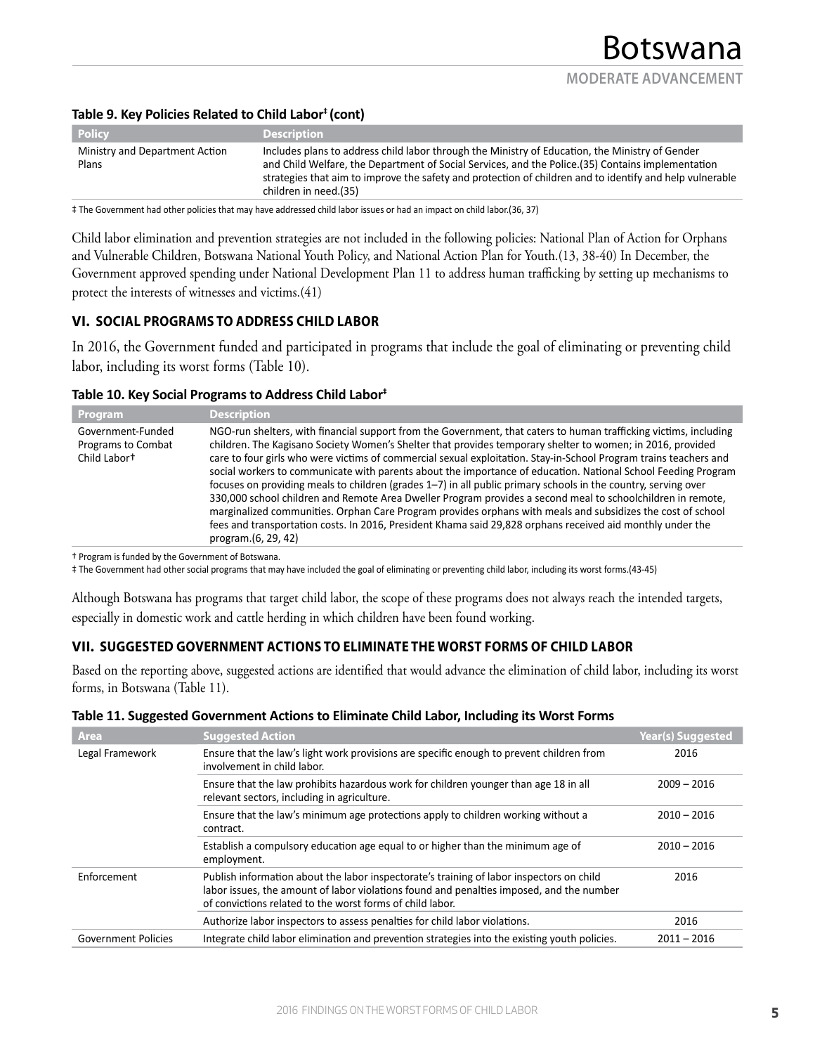### Table 9. Key Policies Related to Child Labor‡ (cont)

| Policy | Description |
|---|---|
| Ministry and Department Action Plans | Includes plans to address child labor through the Ministry of Education, the Ministry of Gender and Child Welfare, the Department of Social Services, and the Police.(35) Contains implementation strategies that aim to improve the safety and protection of children and to identify and help vulnerable children in need.(35) |

‡ The Government had other policies that may have addressed child labor issues or had an impact on child labor.(36, 37)

Child labor elimination and prevention strategies are not included in the following policies: National Plan of Action for Orphans and Vulnerable Children, Botswana National Youth Policy, and National Action Plan for Youth.(13, 38-40) In December, the Government approved spending under National Development Plan 11 to address human trafficking by setting up mechanisms to protect the interests of witnesses and victims.(41)

## VI. SOCIAL PROGRAMS TO ADDRESS CHILD LABOR

In 2016, the Government funded and participated in programs that include the goal of eliminating or preventing child labor, including its worst forms (Table 10).

### Table 10. Key Social Programs to Address Child Labor‡

| Program | Description |
|---|---|
| Government-Funded Programs to Combat Child Labor† | NGO-run shelters, with financial support from the Government, that caters to human trafficking victims, including children. The Kagisano Society Women's Shelter that provides temporary shelter to women; in 2016, provided care to four girls who were victims of commercial sexual exploitation. Stay-in-School Program trains teachers and social workers to communicate with parents about the importance of education. National School Feeding Program focuses on providing meals to children (grades 1–7) in all public primary schools in the country, serving over 330,000 school children and Remote Area Dweller Program provides a second meal to schoolchildren in remote, marginalized communities. Orphan Care Program provides orphans with meals and subsidizes the cost of school fees and transportation costs. In 2016, President Khama said 29,828 orphans received aid monthly under the program.(6, 29, 42) |

† Program is funded by the Government of Botswana.
‡ The Government had other social programs that may have included the goal of eliminating or preventing child labor, including its worst forms.(43-45)

Although Botswana has programs that target child labor, the scope of these programs does not always reach the intended targets, especially in domestic work and cattle herding in which children have been found working.

## VII. SUGGESTED GOVERNMENT ACTIONS TO ELIMINATE THE WORST FORMS OF CHILD LABOR

Based on the reporting above, suggested actions are identified that would advance the elimination of child labor, including its worst forms, in Botswana (Table 11).

### Table 11. Suggested Government Actions to Eliminate Child Labor, Including its Worst Forms

| Area | Suggested Action | Year(s) Suggested |
|---|---|---|
| Legal Framework | Ensure that the law's light work provisions are specific enough to prevent children from involvement in child labor. | 2016 |
| | Ensure that the law prohibits hazardous work for children younger than age 18 in all relevant sectors, including in agriculture. | 2009 – 2016 |
| | Ensure that the law's minimum age protections apply to children working without a contract. | 2010 – 2016 |
| | Establish a compulsory education age equal to or higher than the minimum age of employment. | 2010 – 2016 |
| Enforcement | Publish information about the labor inspectorate's training of labor inspectors on child labor issues, the amount of labor violations found and penalties imposed, and the number of convictions related to the worst forms of child labor. | 2016 |
| | Authorize labor inspectors to assess penalties for child labor violations. | 2016 |
| Government Policies | Integrate child labor elimination and prevention strategies into the existing youth policies. | 2011 – 2016 |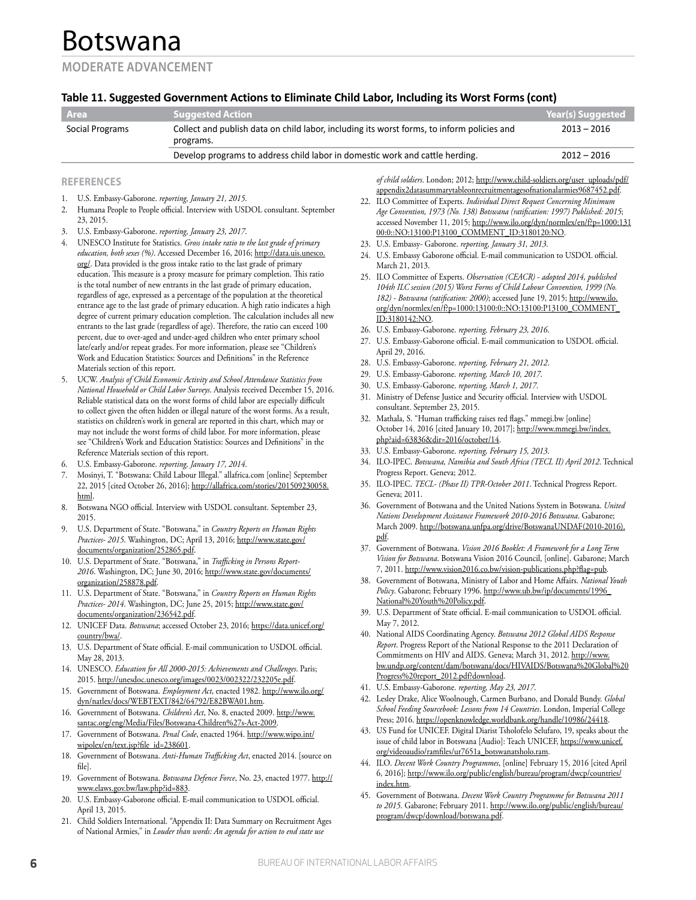# Botswana

## MODERATE ADVANCEMENT

### Table 11. Suggested Government Actions to Eliminate Child Labor, Including its Worst Forms (cont)

| Area | Suggested Action | Year(s) Suggested |
|---|---|---|
| Social Programs | Collect and publish data on child labor, including its worst forms, to inform policies and programs. | 2013 – 2016 |
| | Develop programs to address child labor in domestic work and cattle herding. | 2012 – 2016 |

## REFERENCES

1. U.S. Embassy-Gaborone. *reporting, January 21, 2015*.
2. Humana People to People official. Interview with USDOL consultant. September 23, 2015.
3. U.S. Embassy-Gaborone. *reporting, January 23, 2017*.
4. UNESCO Institute for Statistics. *Gross intake ratio to the last grade of primary education, both sexes (%)*. Accessed December 16, 2016; http://data.uis.unesco.org/. Data provided is the gross intake ratio to the last grade of primary education. This measure is a proxy measure for primary completion. This ratio is the total number of new entrants in the last grade of primary education, regardless of age, expressed as a percentage of the population at the theoretical entrance age to the last grade of primary education. A high ratio indicates a high degree of current primary education completion. The calculation includes all new entrants to the last grade (regardless of age). Therefore, the ratio can exceed 100 percent, due to over-aged and under-aged children who enter primary school late/early and/or repeat grades. For more information, please see "Children's Work and Education Statistics: Sources and Definitions" in the Reference Materials section of this report.
5. UCW. *Analysis of Child Economic Activity and School Attendance Statistics from National Household or Child Labor Surveys*. Analysis received December 15, 2016. Reliable statistical data on the worst forms of child labor are especially difficult to collect given the often hidden or illegal nature of the worst forms. As a result, statistics on children's work in general are reported in this chart, which may or may not include the worst forms of child labor. For more information, please see "Children's Work and Education Statistics: Sources and Definitions" in the Reference Materials section of this report.
6. U.S. Embassy-Gaborone. *reporting, January 17, 2014*.
7. Mosinyi, T. "Botswana: Child Labour Illegal." allafrica.com [online] September 22, 2015 [cited October 26, 2016]; http://allafrica.com/stories/201509230058.html.
8. Botswana NGO official. Interview with USDOL consultant. September 23, 2015.
9. U.S. Department of State. "Botswana," in *Country Reports on Human Rights Practices- 2015*. Washington, DC; April 13, 2016; http://www.state.gov/documents/organization/252865.pdf.
10. U.S. Department of State. "Botswana," in *Trafficking in Persons Report- 2016*. Washington, DC; June 30, 2016; http://www.state.gov/documents/organization/258878.pdf.
11. U.S. Department of State. "Botswana," in *Country Reports on Human Rights Practices- 2014*. Washington, DC; June 25, 2015; http://www.state.gov/documents/organization/236542.pdf.
12. UNICEF Data. *Botswana*; accessed October 23, 2016; https://data.unicef.org/country/bwa/.
13. U.S. Department of State official. E-mail communication to USDOL official. May 28, 2013.
14. UNESCO. *Education for All 2000-2015: Achievements and Challenges*. Paris; 2015. http://unesdoc.unesco.org/images/0023/002322/232205e.pdf.
15. Government of Botswana. *Employment Act*, enacted 1982. http://www.ilo.org/dyn/natlex/docs/WEBTEXT/842/64792/E82BWA01.htm.
16. Government of Botswana. *Children's Act*, No. 8, enacted 2009. http://www.santac.org/eng/Media/Files/Botswana-Children%27s-Act-2009.
17. Government of Botswana. *Penal Code*, enacted 1964. http://www.wipo.int/wipolex/en/text.jsp?file_id=238601.
18. Government of Botswana. *Anti-Human Trafficking Act*, enacted 2014. [source on file].
19. Government of Botswana. *Botswana Defence Force*, No. 23, enacted 1977. http://www.elaws.gov.bw/law.php?id=883.
20. U.S. Embassy-Gaborone official. E-mail communication to USDOL official. April 13, 2015.
21. Child Soldiers International. "Appendix II: Data Summary on Recruitment Ages of National Armies," in *Louder than words: An agenda for action to end state use of child soldiers*. London; 2012; http://www.child-soldiers.org/user_uploads/pdf/appendix2datasummarytableonrecruitmentagesofnationalarmies9687452.pdf.
22. ILO Committee of Experts. *Individual Direct Request Concerning Minimum Age Convention, 1973 (No. 138) Botswana (ratification: 1997) Published: 2015*; accessed November 11, 2015; http://www.ilo.org/dyn/normlex/en/f?p=1000:13100:0::NO:13100:P13100_COMMENT_ID:3180120:NO.
23. U.S. Embassy- Gaborone. *reporting, January 31, 2013*.
24. U.S. Embassy Gaborone official. E-mail communication to USDOL official. March 21, 2013.
25. ILO Committee of Experts. *Observation (CEACR) - adopted 2014, published 104th ILC session (2015) Worst Forms of Child Labour Convention, 1999 (No. 182) - Botswana (ratification: 2000)*; accessed June 19, 2015; http://www.ilo.org/dyn/normlex/en/f?p=1000:13100:0::NO:13100:P13100_COMMENT_ID:3180142:NO.
26. U.S. Embassy-Gaborone. *reporting, February 23, 2016*.
27. U.S. Embassy-Gaborone official. E-mail communication to USDOL official. April 29, 2016.
28. U.S. Embassy-Gaborone. *reporting, February 21, 2012*.
29. U.S. Embassy-Gaborone. *reporting, March 10, 2017*.
30. U.S. Embassy-Gaborone. *reporting, March 1, 2017*.
31. Ministry of Defense Justice and Security official. Interview with USDOL consultant. September 23, 2015.
32. Mathala, S. "Human trafficking raises red flags." mmegi.bw [online] October 14, 2016 [cited January 10, 2017]; http://www.mmegi.bw/index.php?aid=63836&dir=2016/october/14.
33. U.S. Embassy-Gaborone. *reporting, February 15, 2013*.
34. ILO-IPEC. *Botswana, Namibia and South Africa (TECL II) April 2012*. Technical Progress Report. Geneva; 2012.
35. ILO-IPEC. *TECL- (Phase II) TPR-October 2011*. Technical Progress Report. Geneva; 2011.
36. Government of Botswana and the United Nations System in Botswana. *United Nations Development Assistance Framework 2010-2016 Botswana*. Gabarone; March 2009. http://botswana.unfpa.org/drive/BotswanaUNDAF(2010-2016).pdf.
37. Government of Botswana. *Vision 2016 Booklet: A Framework for a Long Term Vision for Botswana*. Botswana Vision 2016 Council, [online]. Gaborone; March 7, 2011. http://www.vision2016.co.bw/vision-publications.php?flag=pub.
38. Government of Botswana, Ministry of Labor and Home Affairs. *National Youth Policy*. Gaborone; February 1996. http://www.ub.bw/ip/documents/1996_National%20Youth%20Policy.pdf.
39. U.S. Department of State official. E-mail communication to USDOL official. May 7, 2012.
40. National AIDS Coordinating Agency. *Botswana 2012 Global AIDS Response Report*. Progress Report of the National Response to the 2011 Declaration of Commitments on HIV and AIDS. Geneva; March 31, 2012. http://www.bw.undp.org/content/dam/botswana/docs/HIVAIDS/Botswana%20Global%20Progress%20report_2012.pdf?download.
41. U.S. Embassy-Gaborone. *reporting, May 23, 2017*.
42. Lesley Drake, Alice Woolnough, Carmen Burbano, and Donald Bundy. *Global School Feeding Sourcebook: Lessons from 14 Countries*. London, Imperial College Press; 2016. https://openknowledge.worldbank.org/handle/10986/24418.
43. US Fund for UNICEF. Digital Diarist Tsholofelo Selufaro, 19, speaks about the issue of child labor in Botswana [Audio]: Teach UNICEF, https://www.unicef.org/videoaudio/ramfiles/ur7651a_botswanatsholo.ram.
44. ILO. *Decent Work Country Programmes*, [online] February 15, 2016 [cited April 6, 2016]; http://www.ilo.org/public/english/bureau/program/dwcp/countries/index.htm.
45. Government of Botswana. *Decent Work Country Programme for Botswana 2011 to 2015*. Gabarone; February 2011. http://www.ilo.org/public/english/bureau/program/dwcp/download/botswana.pdf.